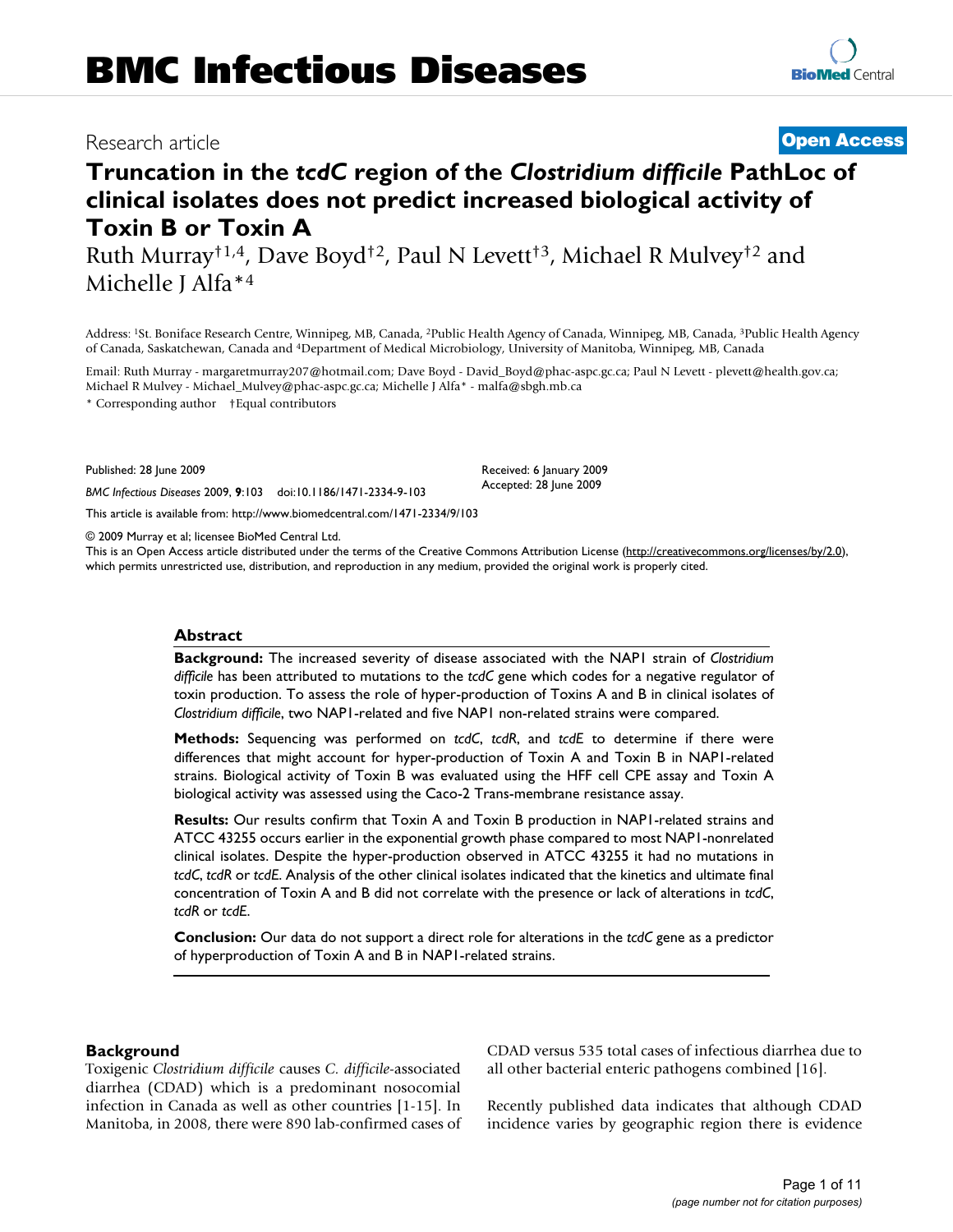Research article

**Open Access**

# Truncation in the *tcdC* region of the *Clostridium difficile* PathLoc of clinical isolates does not predict increased biological activity of Toxin B or Toxin A

Ruth Murray†[1,4], Dave Boyd†[2], Paul N Levett†[3], Michael R Mulvey†[2] and Michelle J Alfa*[4]

Address: [1]St. Boniface Research Centre, Winnipeg, MB, Canada, [2]Public Health Agency of Canada, Winnipeg, MB, Canada, [3]Public Health Agency of Canada, Saskatchewan, Canada and [4]Department of Medical Microbiology, University of Manitoba, Winnipeg, MB, Canada

Email: Ruth Murray - margaretmurray207@hotmail.com; Dave Boyd - David_Boyd@phac-aspc.gc.ca; Paul N Levett - plevett@health.gov.ca; Michael R Mulvey - Michael_Mulvey@phac-aspc.gc.ca; Michelle J Alfa* - malfa@sbgh.mb.ca

\* Corresponding author †Equal contributors

Published: 28 June 2009

*BMC Infectious Diseases* 2009, **9**:103 doi:10.1186/1471-2334-9-103

Received: 6 January 2009
Accepted: 28 June 2009

This article is available from: http://www.biomedcentral.com/1471-2334/9/103

© 2009 Murray et al; licensee BioMed Central Ltd.
This is an Open Access article distributed under the terms of the Creative Commons Attribution License (http://creativecommons.org/licenses/by/2.0), which permits unrestricted use, distribution, and reproduction in any medium, provided the original work is properly cited.

## Abstract

**Background:** The increased severity of disease associated with the NAP1 strain of *Clostridium difficile* has been attributed to mutations to the *tcdC* gene which codes for a negative regulator of toxin production. To assess the role of hyper-production of Toxins A and B in clinical isolates of *Clostridium difficile*, two NAP1-related and five NAP1 non-related strains were compared.

**Methods:** Sequencing was performed on *tcdC*, *tcdR*, and *tcdE* to determine if there were differences that might account for hyper-production of Toxin A and Toxin B in NAP1-related strains. Biological activity of Toxin B was evaluated using the HFF cell CPE assay and Toxin A biological activity was assessed using the Caco-2 Trans-membrane resistance assay.

**Results:** Our results confirm that Toxin A and Toxin B production in NAP1-related strains and ATCC 43255 occurs earlier in the exponential growth phase compared to most NAP1-nonrelated clinical isolates. Despite the hyper-production observed in ATCC 43255 it had no mutations in *tcdC*, *tcdR* or *tcdE*. Analysis of the other clinical isolates indicated that the kinetics and ultimate final concentration of Toxin A and B did not correlate with the presence or lack of alterations in *tcdC*, *tcdR* or *tcdE*.

**Conclusion:** Our data do not support a direct role for alterations in the *tcdC* gene as a predictor of hyperproduction of Toxin A and B in NAP1-related strains.

## Background

Toxigenic *Clostridium difficile* causes *C. difficile*-associated diarrhea (CDAD) which is a predominant nosocomial infection in Canada as well as other countries [1-15]. In Manitoba, in 2008, there were 890 lab-confirmed cases of CDAD versus 535 total cases of infectious diarrhea due to all other bacterial enteric pathogens combined [16].

Recently published data indicates that although CDAD incidence varies by geographic region there is evidence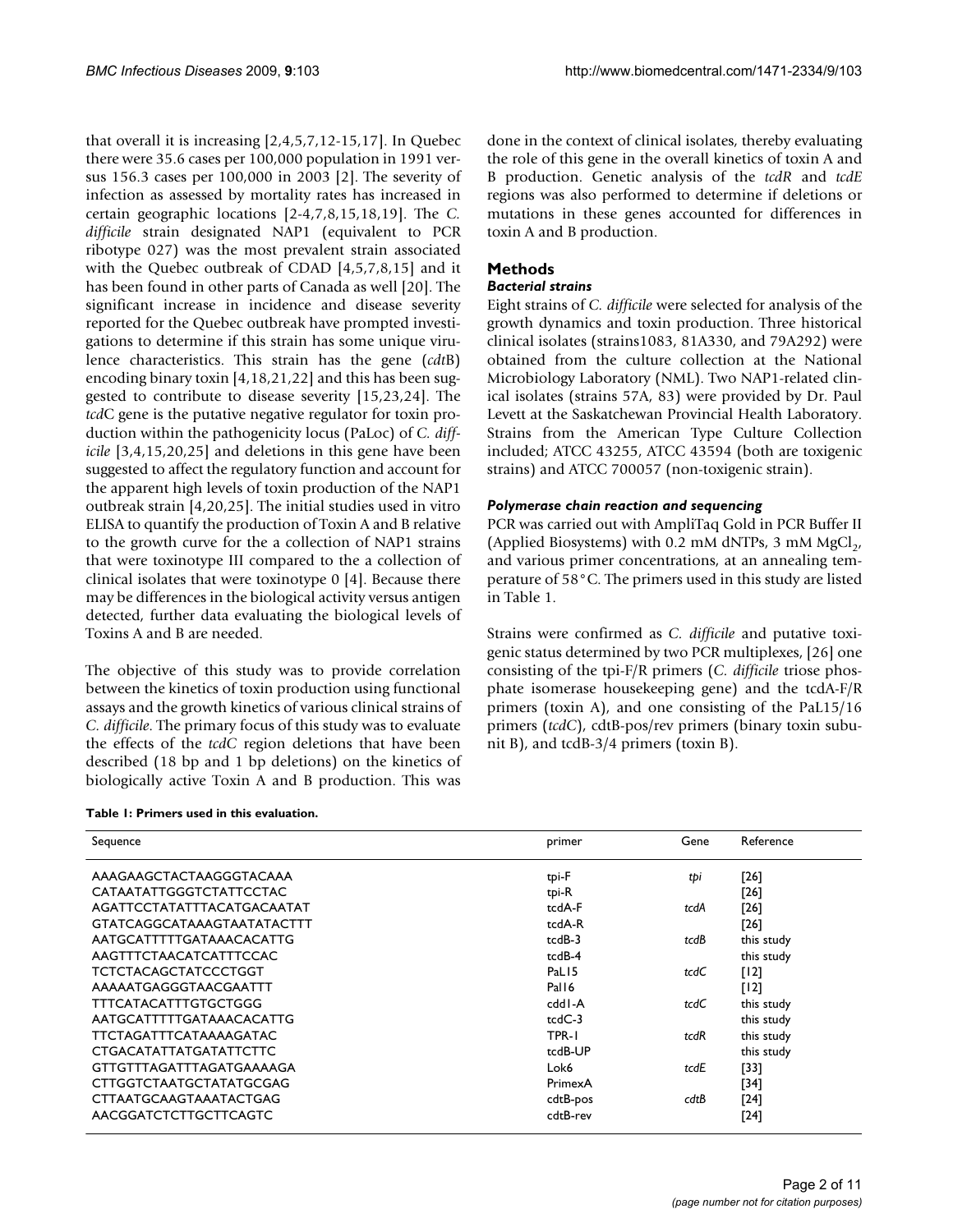that overall it is increasing [2,4,5,7,12-15,17]. In Quebec there were 35.6 cases per 100,000 population in 1991 versus 156.3 cases per 100,000 in 2003 [2]. The severity of infection as assessed by mortality rates has increased in certain geographic locations [2-4,7,8,15,18,19]. The *C. difficile* strain designated NAP1 (equivalent to PCR ribotype 027) was the most prevalent strain associated with the Quebec outbreak of CDAD [4,5,7,8,15] and it has been found in other parts of Canada as well [20]. The significant increase in incidence and disease severity reported for the Quebec outbreak have prompted investigations to determine if this strain has some unique virulence characteristics. This strain has the gene (*cdt*B) encoding binary toxin [4,18,21,22] and this has been suggested to contribute to disease severity [15,23,24]. The *tcd*C gene is the putative negative regulator for toxin production within the pathogenicity locus (PaLoc) of *C. difficile* [3,4,15,20,25] and deletions in this gene have been suggested to affect the regulatory function and account for the apparent high levels of toxin production of the NAP1 outbreak strain [4,20,25]. The initial studies used in vitro ELISA to quantify the production of Toxin A and B relative to the growth curve for the a collection of NAP1 strains that were toxinotype III compared to a collection of clinical isolates that were toxinotype 0 [4]. Because there may be differences in the biological activity versus antigen detected, further data evaluating the biological levels of Toxins A and B are needed.

The objective of this study was to provide correlation between the kinetics of toxin production using functional assays and the growth kinetics of various clinical strains of *C. difficile*. The primary focus of this study was to evaluate the effects of the *tcdC* region deletions that have been described (18 bp and 1 bp deletions) on the kinetics of biologically active Toxin A and B production. This was done in the context of clinical isolates, thereby evaluating the role of this gene in the overall kinetics of toxin A and B production. Genetic analysis of the *tcdR* and *tcdE* regions was also performed to determine if deletions or mutations in these genes accounted for differences in toxin A and B production.

## Methods

### *Bacterial strains*

Eight strains of *C. difficile* were selected for analysis of the growth dynamics and toxin production. Three historical clinical isolates (strains1083, 81A330, and 79A292) were obtained from the culture collection at the National Microbiology Laboratory (NML). Two NAP1-related clinical isolates (strains 57A, 83) were provided by Dr. Paul Levett at the Saskatchewan Provincial Health Laboratory. Strains from the American Type Culture Collection included; ATCC 43255, ATCC 43594 (both are toxigenic strains) and ATCC 700057 (non-toxigenic strain).

### *Polymerase chain reaction and sequencing*

PCR was carried out with AmpliTaq Gold in PCR Buffer II (Applied Biosystems) with 0.2 mM dNTPs, 3 mM $MgCl_2$, and various primer concentrations, at an annealing temperature of 58°C. The primers used in this study are listed in Table 1.

Strains were confirmed as *C. difficile* and putative toxigenic status determined by two PCR multiplexes, [26] one consisting of the tpi-F/R primers (*C. difficile* triose phosphate isomerase housekeeping gene) and the tcdA-F/R primers (toxin A), and one consisting of the PaL15/16 primers (*tcdC*), cdtB-pos/rev primers (binary toxin subunit B), and tcdB-3/4 primers (toxin B).

**Table 1: Primers used in this evaluation.**

| Sequence | primer | Gene | Reference |
|---|---|---|---|
| AAAGAAGCTACTAAGGGTACAAA | tpi-F | *tpi* | [26] |
| CATAATATTGGGTCTATTCCTAC | tpi-R | | [26] |
| AGATTCCTATATTTACATGACAATAT | tcdA-F | *tcdA* | [26] |
| GTATCAGGCATAAAGTAATATACTTT | tcdA-R | | [26] |
| AATGCATTTTTGATAAACACATTG | tcdB-3 | *tcdB* | this study |
| AAGTTTCTAACATCATTTCCAC | tcdB-4 | | this study |
| TCTCTACAGCTATCCCTGGT | PaL15 | *tcdC* | [12] |
| AAAAATGAGGGTAACGAATTT | Pal16 | | [12] |
| TTTCATACATTTGTGCTGGG | cdd1-A | *tcdC* | this study |
| AATGCATTTTTGATAAACACATTG | tcdC-3 | | this study |
| TTCTAGATTTCATAAAAGATAC | TPR-1 | *tcdR* | this study |
| CTGACATATTATGATATTCTTC | tcdB-UP | | this study |
| GTTGTTTAGATTTAGATGAAAAGA | Lok6 | *tcdE* | [33] |
| CTTGGTCTAATGCTATATGCGAG | PrimexA | | [34] |
| CTTAATGCAAGTAAATACTGAG | cdtB-pos | *cdtB* | [24] |
| AACGGATCTCTTGCTTCAGTC | cdtB-rev | | [24] |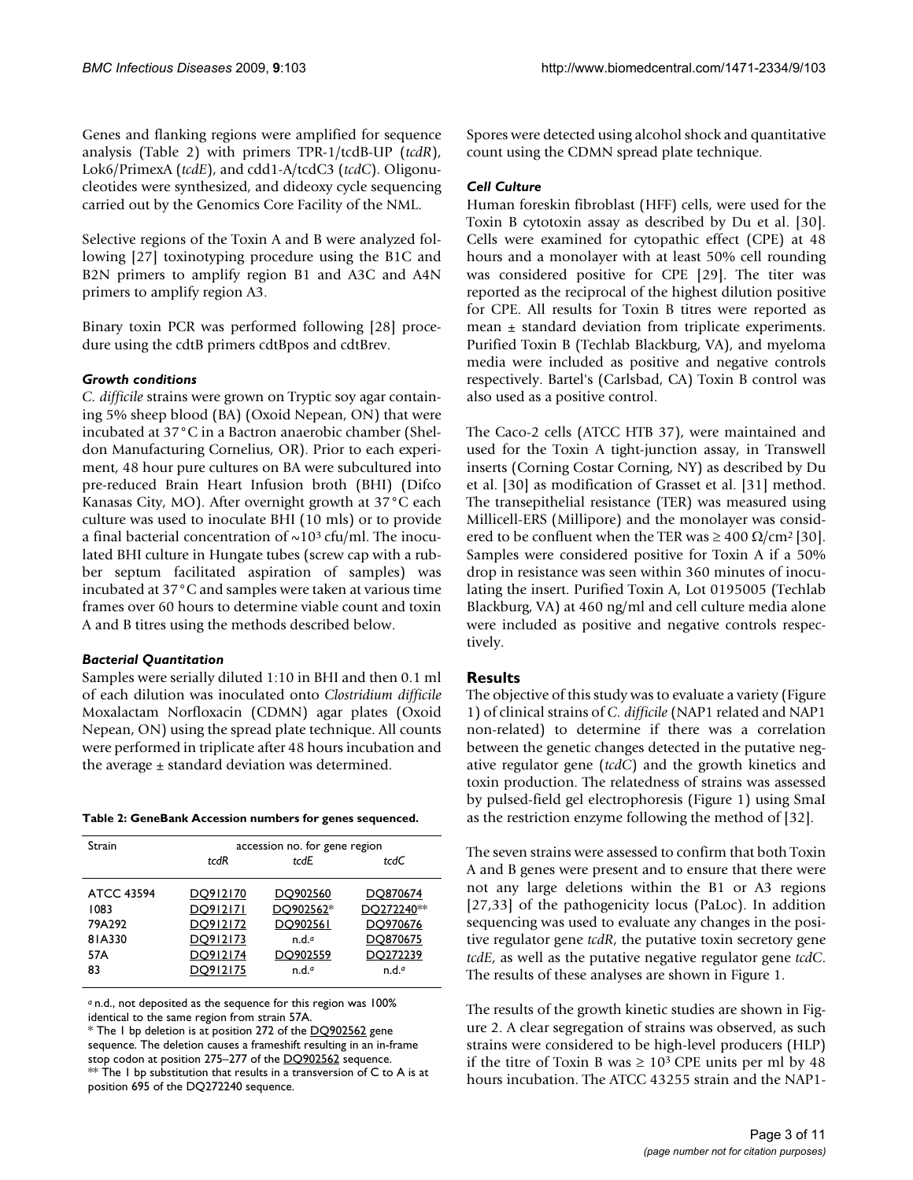Genes and flanking regions were amplified for sequence analysis (Table 2) with primers TPR-1/tcdB-UP (*tcdR*), Lok6/PrimexA (*tcdE*), and cdd1-A/tcdC3 (*tcdC*). Oligonucleotides were synthesized, and dideoxy cycle sequencing carried out by the Genomics Core Facility of the NML.

Selective regions of the Toxin A and B were analyzed following [27] toxinotyping procedure using the B1C and B2N primers to amplify region B1 and A3C and A4N primers to amplify region A3.

Binary toxin PCR was performed following [28] procedure using the cdtB primers cdtBpos and cdtBrev.

### *Growth conditions*

*C. difficile* strains were grown on Tryptic soy agar containing 5% sheep blood (BA) (Oxoid Nepean, ON) that were incubated at 37°C in a Bactron anaerobic chamber (Sheldon Manufacturing Cornelius, OR). Prior to each experiment, 48 hour pure cultures on BA were subcultured into pre-reduced Brain Heart Infusion broth (BHI) (Difco Kanasas City, MO). After overnight growth at 37°C each culture was used to inoculate BHI (10 mls) or to provide a final bacterial concentration of ~$10^3$ cfu/ml. The inoculated BHI culture in Hungate tubes (screw cap with a rubber septum facilitated aspiration of samples) was incubated at 37°C and samples were taken at various time frames over 60 hours to determine viable count and toxin A and B titres using the methods described below.

### *Bacterial Quantitation*

Samples were serially diluted 1:10 in BHI and then 0.1 ml of each dilution was inoculated onto *Clostridium difficile* Moxalactam Norfloxacin (CDMN) agar plates (Oxoid Nepean, ON) using the spread plate technique. All counts were performed in triplicate after 48 hours incubation and the average ± standard deviation was determined.

**Table 2: GeneBank Accession numbers for genes sequenced.**

| Strain | accession no. for gene region | | |
|---|---|---|---|
| | *tcdR* | *tcdE* | *tcdC* |
| ATCC 43594 | DQ912170 | DQ902560 | DQ870674 |
| 1083 | DQ912171 | DQ902562* | DQ272240** |
| 79A292 | DQ912172 | DQ902561 | DQ970676 |
| 81A330 | DQ912173 | n.d.[a] | DQ870675 |
| 57A | DQ912174 | DQ902559 | DQ272239 |
| 83 | DQ912175 | n.d.[a] | n.d.[a] |

[a] n.d., not deposited as the sequence for this region was 100% identical to the same region from strain 57A.
* The 1 bp deletion is at position 272 of the DQ902562 gene sequence. The deletion causes a frameshift resulting in an in-frame stop codon at position 275–277 of the DQ902562 sequence.
** The 1 bp substitution that results in a transversion of C to A is at position 695 of the DQ272240 sequence.

Spores were detected using alcohol shock and quantitative count using the CDMN spread plate technique.

### *Cell Culture*

Human foreskin fibroblast (HFF) cells, were used for the Toxin B cytotoxin assay as described by Du et al. [30]. Cells were examined for cytopathic effect (CPE) at 48 hours and a monolayer with at least 50% cell rounding was considered positive for CPE [29]. The titer was reported as the reciprocal of the highest dilution positive for CPE. All results for Toxin B titres were reported as mean ± standard deviation from triplicate experiments. Purified Toxin B (Techlab Blackburg, VA), and myeloma media were included as positive and negative controls respectively. Bartel's (Carlsbad, CA) Toxin B control was also used as a positive control.

The Caco-2 cells (ATCC HTB 37), were maintained and used for the Toxin A tight-junction assay, in Transwell inserts (Corning Costar Corning, NY) as described by Du et al. [30] as modification of Grasset et al. [31] method. The transepithelial resistance (TER) was measured using Millicell-ERS (Millipore) and the monolayer was considered to be confluent when the TER was ≥ 400 Ω/cm² [30]. Samples were considered positive for Toxin A if a 50% drop in resistance was seen within 360 minutes of inoculating the insert. Purified Toxin A, Lot 0195005 (Techlab Blackburg, VA) at 460 ng/ml and cell culture media alone were included as positive and negative controls respectively.

## Results

The objective of this study was to evaluate a variety (Figure 1) of clinical strains of *C. difficile* (NAP1 related and NAP1 non-related) to determine if there was a correlation between the genetic changes detected in the putative negative regulator gene (*tcdC*) and the growth kinetics and toxin production. The relatedness of strains was assessed by pulsed-field gel electrophoresis (Figure 1) using SmaI as the restriction enzyme following the method of [32].

The seven strains were assessed to confirm that both Toxin A and B genes were present and to ensure that there were not any large deletions within the B1 or A3 regions [27,33] of the pathogenicity locus (PaLoc). In addition sequencing was used to evaluate any changes in the positive regulator gene *tcdR*, the putative toxin secretory gene *tcdE*, as well as the putative negative regulator gene *tcdC*. The results of these analyses are shown in Figure 1.

The results of the growth kinetic studies are shown in Figure 2. A clear segregation of strains was observed, as such strains were considered to be high-level producers (HLP) if the titre of Toxin B was ≥ $10^3$ CPE units per ml by 48 hours incubation. The ATCC 43255 strain and the NAP1-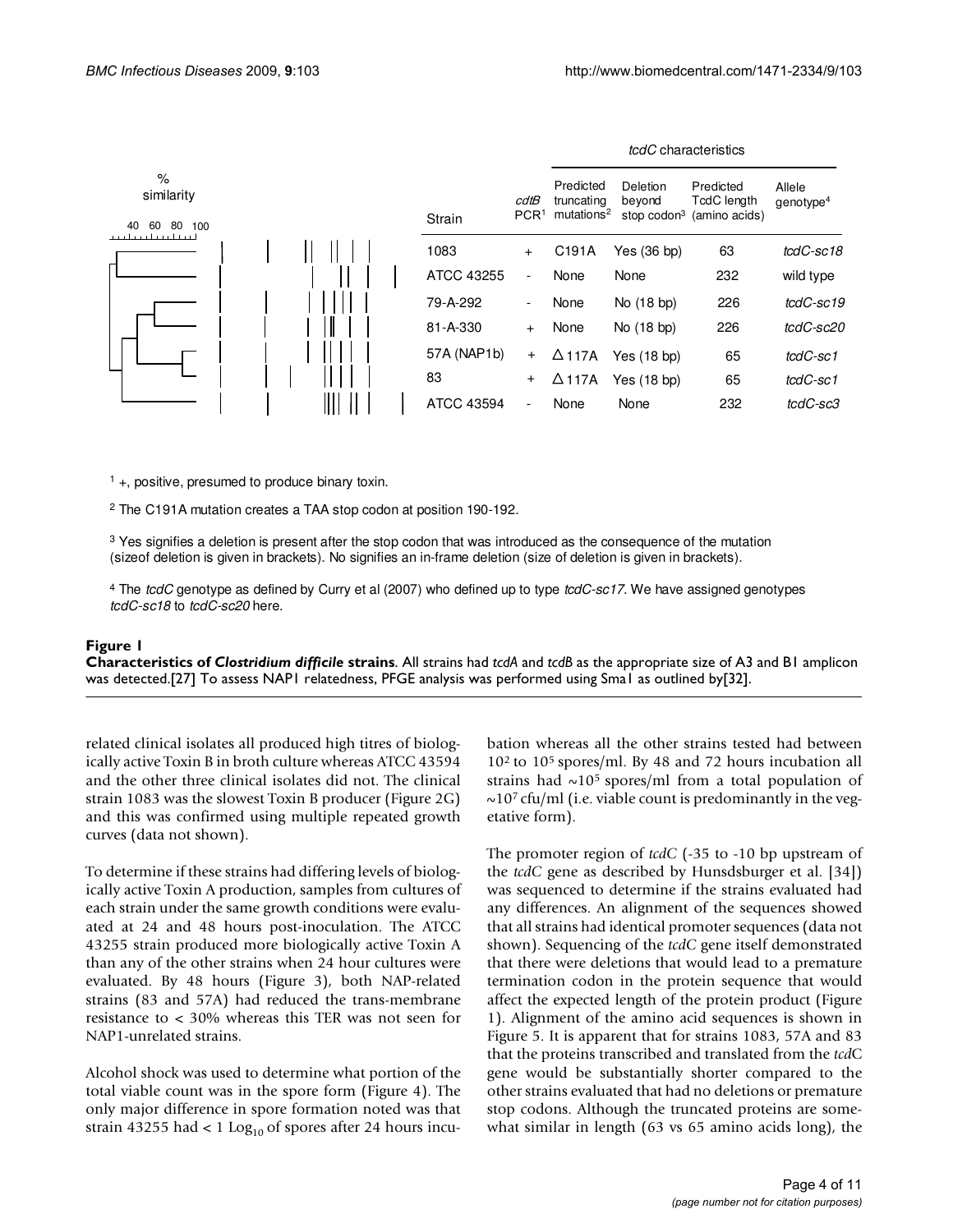| Strain | *cdtB* PCR[1] | *tcdC* characteristics: Predicted truncating mutations[2] | Deletion beyond stop codon[3] | Predicted TcdC length (amino acids) | Allele genotype[4] |
|---|---|---|---|---|---|
| 1083 | + | C191A | Yes (36 bp) | 63 | *tcdC-sc18* |
| ATCC 43255 | - | None | None | 232 | wild type |
| 79-A-292 | - | None | No (18 bp) | 226 | *tcdC-sc19* |
| 81-A-330 | + | None | No (18 bp) | 226 | *tcdC-sc20* |
| 57A (NAP1b) | + | Δ117A | Yes (18 bp) | 65 | *tcdC-sc1* |
| 83 | + | Δ117A | Yes (18 bp) | 65 | *tcdC-sc1* |
| ATCC 43594 | - | None | None | 232 | *tcdC-sc3* |

[1] +, positive, presumed to produce binary toxin.

[2] The C191A mutation creates a TAA stop codon at position 190-192.

[3] Yes signifies a deletion is present after the stop codon that was introduced as the consequence of the mutation (sizeof deletion is given in brackets). No signifies an in-frame deletion (size of deletion is given in brackets).

[4] The *tcdC* genotype as defined by Curry et al (2007) who defined up to type *tcdC-sc17*. We have assigned genotypes *tcdC-sc18* to *tcdC-sc20* here.

**Figure 1**
**Characteristics of *Clostridium difficile* strains**. All strains had *tcdA* and *tcdB* as the appropriate size of A3 and B1 amplicon was detected.[27] To assess NAP1 relatedness, PFGE analysis was performed using Sma1 as outlined by[32].

related clinical isolates all produced high titres of biologically active Toxin B in broth culture whereas ATCC 43594 and the other three clinical isolates did not. The clinical strain 1083 was the slowest Toxin B producer (Figure 2G) and this was confirmed using multiple repeated growth curves (data not shown).

To determine if these strains had differing levels of biologically active Toxin A production, samples from cultures of each strain under the same growth conditions were evaluated at 24 and 48 hours post-inoculation. The ATCC 43255 strain produced more biologically active Toxin A than any of the other strains when 24 hour cultures were evaluated. By 48 hours (Figure 3), both NAP-related strains (83 and 57A) had reduced the trans-membrane resistance to < 30% whereas this TER was not seen for NAP1-unrelated strains.

Alcohol shock was used to determine what portion of the total viable count was in the spore form (Figure 4). The only major difference in spore formation noted was that strain 43255 had < 1 $Log_{10}$ of spores after 24 hours incubation whereas all the other strains tested had between $10^2$ to $10^5$ spores/ml. By 48 and 72 hours incubation all strains had ~$10^5$ spores/ml from a total population of ~$10^7$ cfu/ml (i.e. viable count is predominantly in the vegetative form).

The promoter region of *tcdC* (-35 to -10 bp upstream of the *tcdC* gene as described by Hunsdsburger et al. [34]) was sequenced to determine if the strains evaluated had any differences. An alignment of the sequences showed that all strains had identical promoter sequences (data not shown). Sequencing of the *tcdC* gene itself demonstrated that there were deletions that would lead to a premature termination codon in the protein sequence that would affect the expected length of the protein product (Figure 1). Alignment of the amino acid sequences is shown in Figure 5. It is apparent that for strains 1083, 57A and 83 that the proteins transcribed and translated from the *tcd*C gene would be substantially shorter compared to the other strains evaluated that had no deletions or premature stop codons. Although the truncated proteins are somewhat similar in length (63 vs 65 amino acids long), the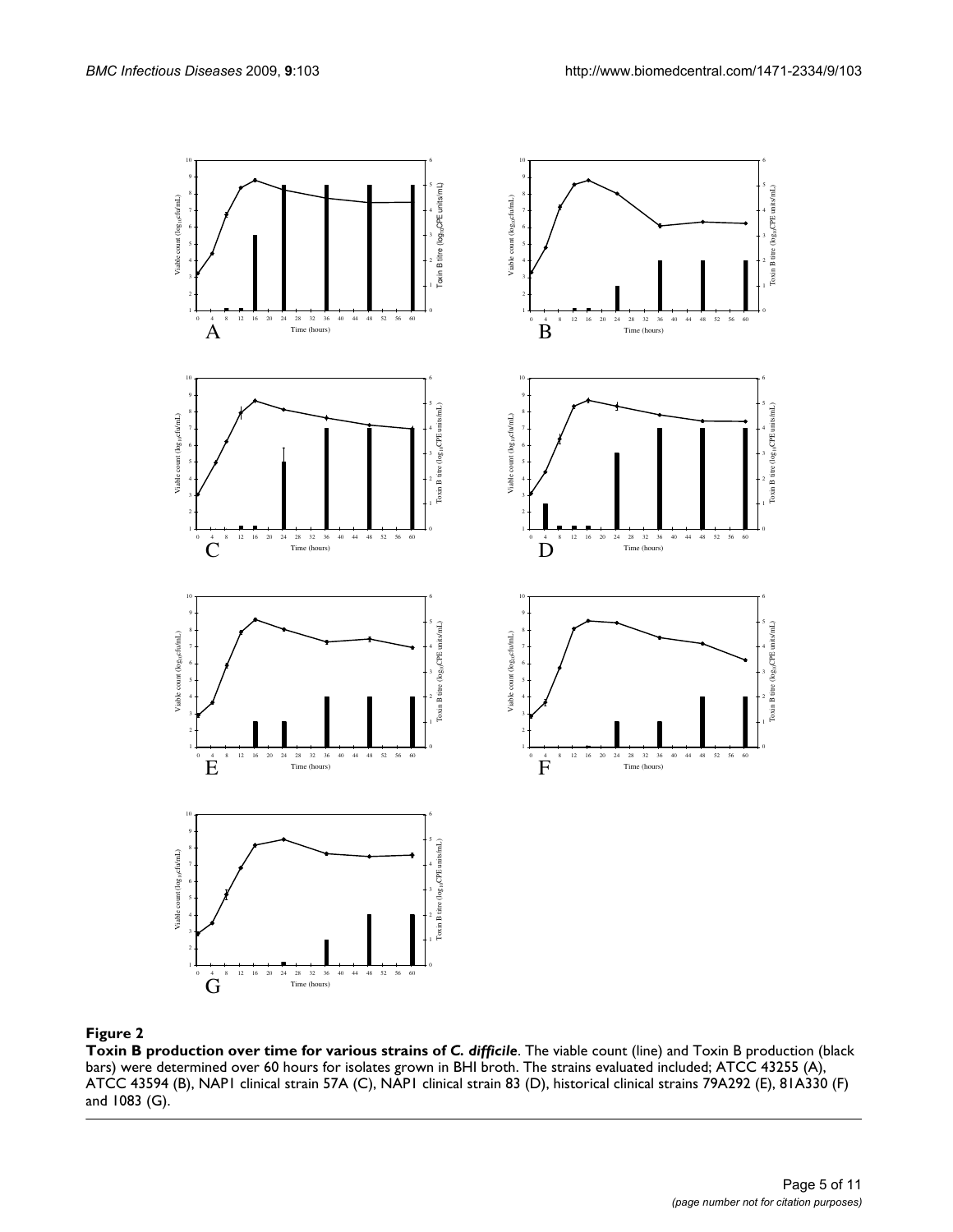**Figure 2**

**Toxin B production over time for various strains of *C. difficile***. The viable count (line) and Toxin B production (black bars) were determined over 60 hours for isolates grown in BHI broth. The strains evaluated included; ATCC 43255 (A), ATCC 43594 (B), NAP1 clinical strain 57A (C), NAP1 clinical strain 83 (D), historical clinical strains 79A292 (E), 81A330 (F) and 1083 (G).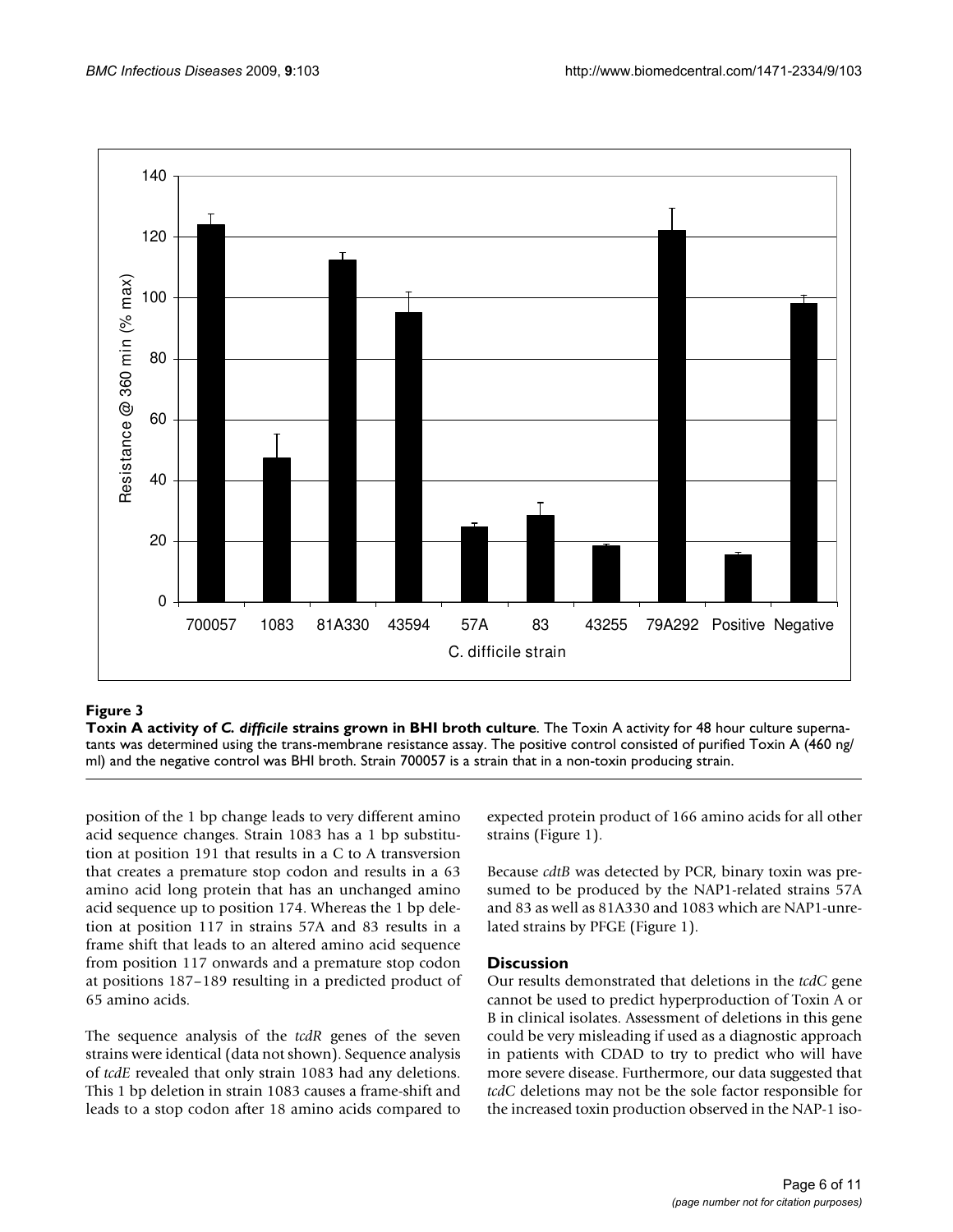**Figure 3**

**Toxin A activity of *C. difficile* strains grown in BHI broth culture**. The Toxin A activity for 48 hour culture supernatants was determined using the trans-membrane resistance assay. The positive control consisted of purified Toxin A (460 ng/ml) and the negative control was BHI broth. Strain 700057 is a strain that in a non-toxin producing strain.

position of the 1 bp change leads to very different amino acid sequence changes. Strain 1083 has a 1 bp substitution at position 191 that results in a C to A transversion that creates a premature stop codon and results in a 63 amino acid long protein that has an unchanged amino acid sequence up to position 174. Whereas the 1 bp deletion at position 117 in strains 57A and 83 results in a frame shift that leads to an altered amino acid sequence from position 117 onwards and a premature stop codon at positions 187–189 resulting in a predicted product of 65 amino acids.

The sequence analysis of the *tcdR* genes of the seven strains were identical (data not shown). Sequence analysis of *tcdE* revealed that only strain 1083 had any deletions. This 1 bp deletion in strain 1083 causes a frame-shift and leads to a stop codon after 18 amino acids compared to expected protein product of 166 amino acids for all other strains (Figure 1).

Because *cdtB* was detected by PCR, binary toxin was presumed to be produced by the NAP1-related strains 57A and 83 as well as 81A330 and 1083 which are NAP1-unrelated strains by PFGE (Figure 1).

## Discussion

Our results demonstrated that deletions in the *tcdC* gene cannot be used to predict hyperproduction of Toxin A or B in clinical isolates. Assessment of deletions in this gene could be very misleading if used as a diagnostic approach in patients with CDAD to try to predict who will have more severe disease. Furthermore, our data suggested that *tcdC* deletions may not be the sole factor responsible for the increased toxin production observed in the NAP-1 iso-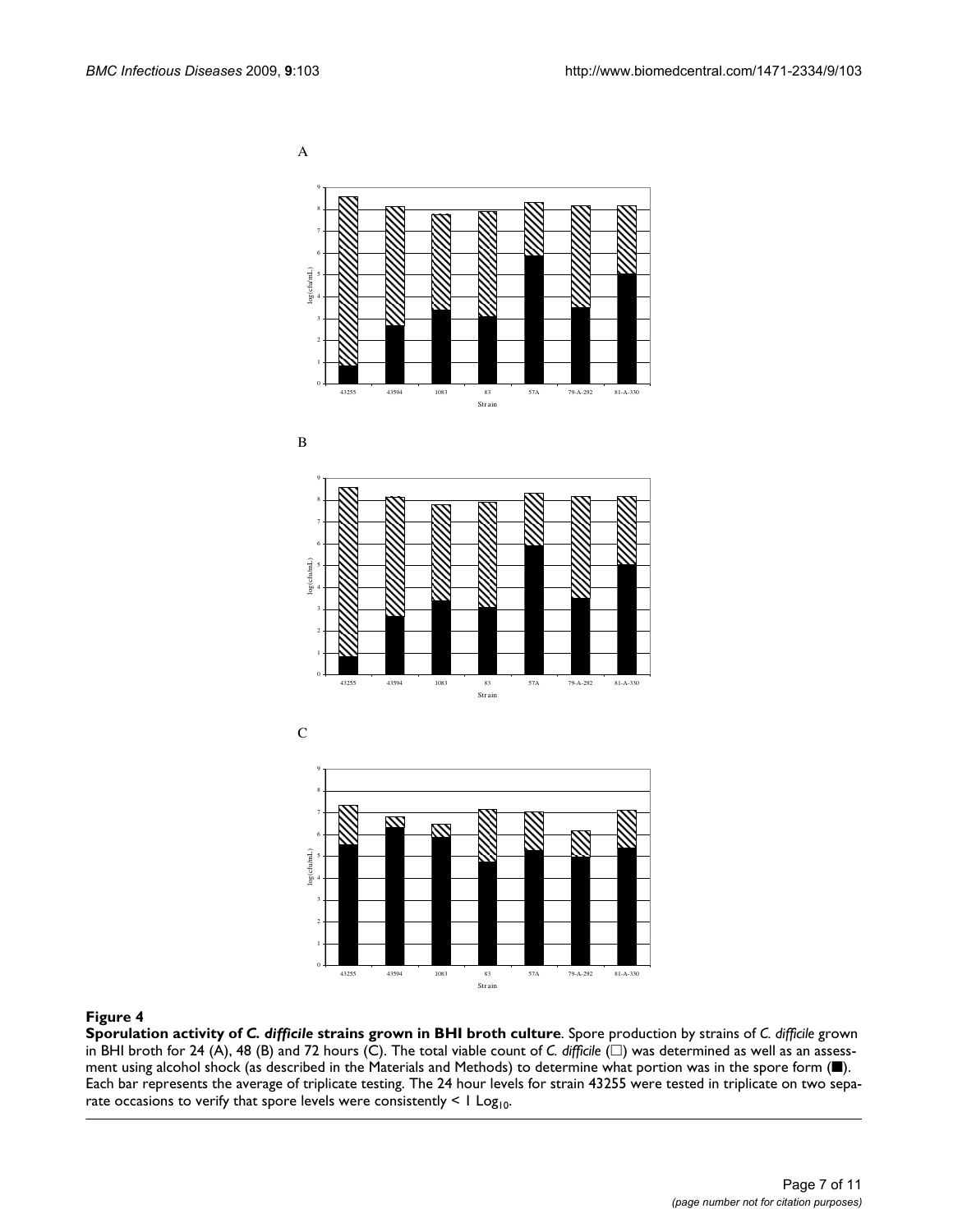**Figure 4**

**Sporulation activity of *C. difficile* strains grown in BHI broth culture**. Spore production by strains of *C. difficile* grown in BHI broth for 24 (A), 48 (B) and 72 hours (C). The total viable count of *C. difficile* (□) was determined as well as an assessment using alcohol shock (as described in the Materials and Methods) to determine what portion was in the spore form (■). Each bar represents the average of triplicate testing. The 24 hour levels for strain 43255 were tested in triplicate on two separate occasions to verify that spore levels were consistently < 1 $Log_{10}$.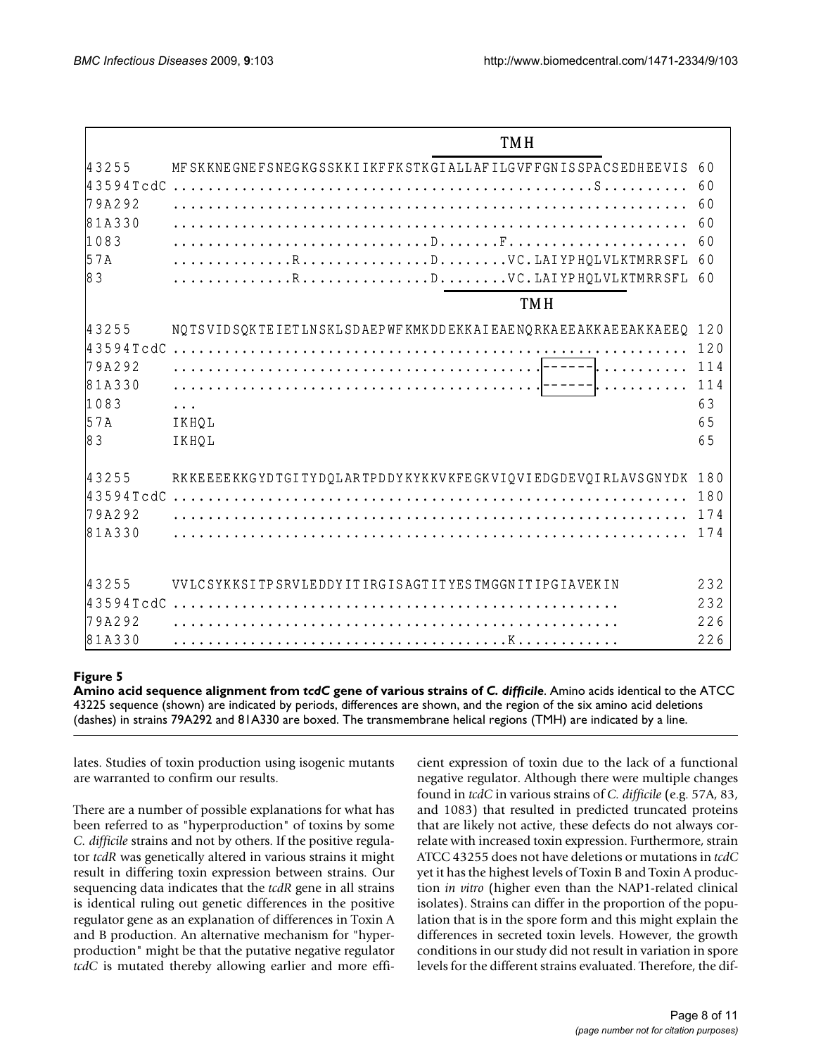```
                                                       TMH
                                               ________________________
43255      MFSKKNEGNEFSNEGKGSSKKIIKFFKSTKGIALLAFILGVFFGNISSPACSEDHEEVIS  60
43594TcdC .................................................S..........  60
79A292     ............................................................  60
81A330     ............................................................  60
1083       ..............................D.......F.....................  60
57A        .............R................D........VC.LAIYPHQLVLKTMRRSFL  60
83         .............R................D........VC.LAIYPHQLVLKTMRRSFL  60
                                               ________________________
                                                       TMH

43255      NQTSVIDSQKTEIETLNSKLSDAEPWFKMKDDEKKAIEAENQRKAEEAKKAEEAKKAEEQ 120
43594TcdC ............................................................ 120
79A292     ............................................[------].......... 114
81A330     ............................................[------].......... 114
1083       ...                                                           63
57A        IKHQL                                                         65
83         IKHQL                                                         65

43255      RKKEEEEKKGYDTGITYDQLARTPDDYKYKKVKFEGKVIQVIEDGDEVQIRLAVSGNYDK 180
43594TcdC ............................................................ 180
79A292     ............................................................ 174
81A330     ............................................................ 174

43255      VVLCSYKKSITPSRVLEDDYITIRGISAGTITYESTMGGNITIPGIAVEKIN         232
43594TcdC ....................................................         232
79A292     ....................................................         226
81A330     .......................................K............         226
```

**Figure 5**

**Amino acid sequence alignment from *tcdC* gene of various strains of *C. difficile***. Amino acids identical to the ATCC 43225 sequence (shown) are indicated by periods, differences are shown, and the region of the six amino acid deletions (dashes) in strains 79A292 and 81A330 are boxed. The transmembrane helical regions (TMH) are indicated by a line.

lates. Studies of toxin production using isogenic mutants are warranted to confirm our results.

There are a number of possible explanations for what has been referred to as "hyperproduction" of toxins by some *C. difficile* strains and not by others. If the positive regulator *tcdR* was genetically altered in various strains it might result in differing toxin expression between strains. Our sequencing data indicates that the *tcdR* gene in all strains is identical ruling out genetic differences in the positive regulator gene as an explanation of differences in Toxin A and B production. An alternative mechanism for "hyperproduction" might be that the putative negative regulator *tcdC* is mutated thereby allowing earlier and more efficient expression of toxin due to the lack of a functional negative regulator. Although there were multiple changes found in *tcdC* in various strains of *C. difficile* (e.g. 57A, 83, and 1083) that resulted in predicted truncated proteins that are likely not active, these defects do not always correlate with increased toxin expression. Furthermore, strain ATCC 43255 does not have deletions or mutations in *tcdC* yet it has the highest levels of Toxin B and Toxin A production *in vitro* (higher even than the NAP1-related clinical isolates). Strains can differ in the proportion of the population that is in the spore form and this might explain the differences in secreted toxin levels. However, the growth conditions in our study did not result in variation in spore levels for the different strains evaluated. Therefore, the dif-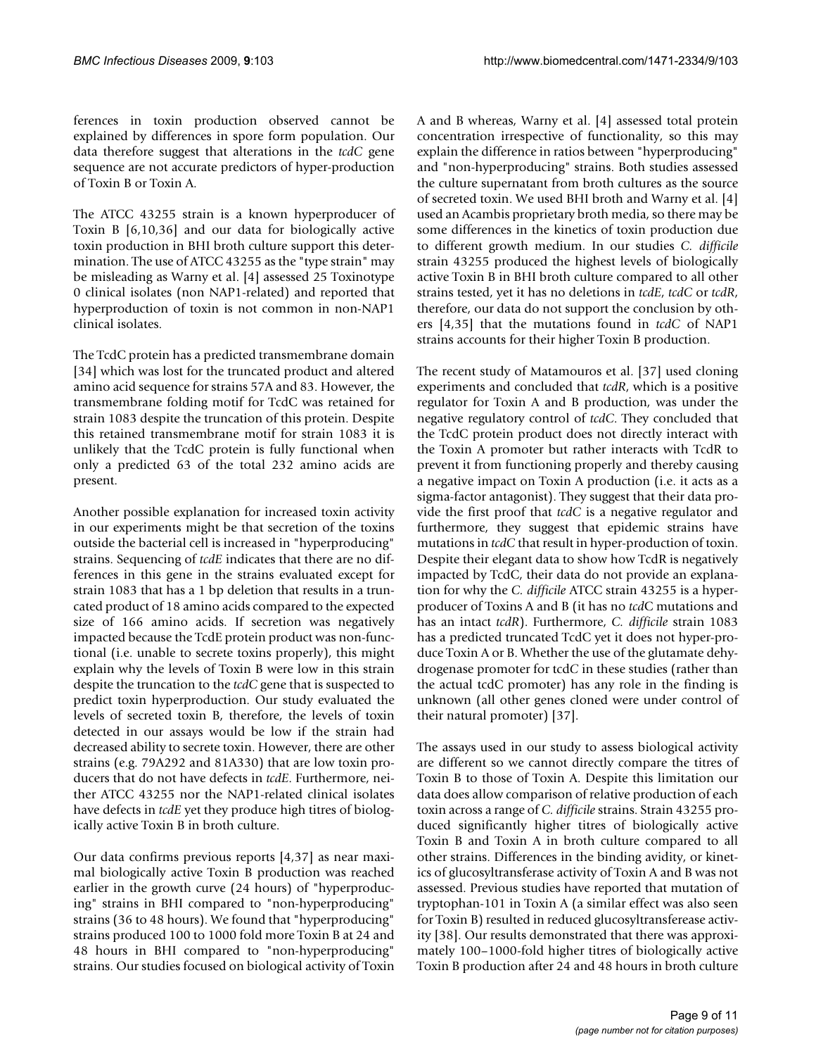ferences in toxin production observed cannot be explained by differences in spore form population. Our data therefore suggest that alterations in the *tcdC* gene sequence are not accurate predictors of hyper-production of Toxin B or Toxin A.

The ATCC 43255 strain is a known hyperproducer of Toxin B [6,10,36] and our data for biologically active toxin production in BHI broth culture support this determination. The use of ATCC 43255 as the "type strain" may be misleading as Warny et al. [4] assessed 25 Toxinotype 0 clinical isolates (non NAP1-related) and reported that hyperproduction of toxin is not common in non-NAP1 clinical isolates.

The TcdC protein has a predicted transmembrane domain [34] which was lost for the truncated product and altered amino acid sequence for strains 57A and 83. However, the transmembrane folding motif for TcdC was retained for strain 1083 despite the truncation of this protein. Despite this retained transmembrane motif for strain 1083 it is unlikely that the TcdC protein is fully functional when only a predicted 63 of the total 232 amino acids are present.

Another possible explanation for increased toxin activity in our experiments might be that secretion of the toxins outside the bacterial cell is increased in "hyperproducing" strains. Sequencing of *tcdE* indicates that there are no differences in this gene in the strains evaluated except for strain 1083 that has a 1 bp deletion that results in a truncated product of 18 amino acids compared to the expected size of 166 amino acids. If secretion was negatively impacted because the TcdE protein product was non-functional (i.e. unable to secrete toxins properly), this might explain why the levels of Toxin B were low in this strain despite the truncation to the *tcdC* gene that is suspected to predict toxin hyperproduction. Our study evaluated the levels of secreted toxin B, therefore, the levels of toxin detected in our assays would be low if the strain had decreased ability to secrete toxin. However, there are other strains (e.g. 79A292 and 81A330) that are low toxin producers that do not have defects in *tcdE*. Furthermore, neither ATCC 43255 nor the NAP1-related clinical isolates have defects in *tcdE* yet they produce high titres of biologically active Toxin B in broth culture.

Our data confirms previous reports [4,37] as near maximal biologically active Toxin B production was reached earlier in the growth curve (24 hours) of "hyperproducing" strains in BHI compared to "non-hyperproducing" strains (36 to 48 hours). We found that "hyperproducing" strains produced 100 to 1000 fold more Toxin B at 24 and 48 hours in BHI compared to "non-hyperproducing" strains. Our studies focused on biological activity of Toxin A and B whereas, Warny et al. [4] assessed total protein concentration irrespective of functionality, so this may explain the difference in ratios between "hyperproducing" and "non-hyperproducing" strains. Both studies assessed the culture supernatant from broth cultures as the source of secreted toxin. We used BHI broth and Warny et al. [4] used an Acambis proprietary broth media, so there may be some differences in the kinetics of toxin production due to different growth medium. In our studies *C. difficile* strain 43255 produced the highest levels of biologically active Toxin B in BHI broth culture compared to all other strains tested, yet it has no deletions in *tcdE*, *tcdC* or *tcdR*, therefore, our data do not support the conclusion by others [4,35] that the mutations found in *tcdC* of NAP1 strains accounts for their higher Toxin B production.

The recent study of Matamouros et al. [37] used cloning experiments and concluded that *tcdR*, which is a positive regulator for Toxin A and B production, was under the negative regulatory control of *tcdC*. They concluded that the TcdC protein product does not directly interact with the Toxin A promoter but rather interacts with TcdR to prevent it from functioning properly and thereby causing a negative impact on Toxin A production (i.e. it acts as a sigma-factor antagonist). They suggest that their data provide the first proof that *tcdC* is a negative regulator and furthermore, they suggest that epidemic strains have mutations in *tcdC* that result in hyper-production of toxin. Despite their elegant data to show how TcdR is negatively impacted by TcdC, their data do not provide an explanation for why the *C. difficile* ATCC strain 43255 is a hyperproducer of Toxins A and B (it has no *tcdC* mutations and has an intact *tcdR*). Furthermore, *C. difficile* strain 1083 has a predicted truncated TcdC yet it does not hyper-produce Toxin A or B. Whether the use of the glutamate dehydrogenase promoter for tcdC in these studies (rather than the actual tcdC promoter) has any role in the finding is unknown (all other genes cloned were under control of their natural promoter) [37].

The assays used in our study to assess biological activity are different so we cannot directly compare the titres of Toxin B to those of Toxin A. Despite this limitation our data does allow comparison of relative production of each toxin across a range of *C. difficile* strains. Strain 43255 produced significantly higher titres of biologically active Toxin B and Toxin A in broth culture compared to all other strains. Differences in the binding avidity, or kinetics of glucosyltransferase activity of Toxin A and B was not assessed. Previous studies have reported that mutation of tryptophan-101 in Toxin A (a similar effect was also seen for Toxin B) resulted in reduced glucosyltransferase activity [38]. Our results demonstrated that there was approximately 100–1000-fold higher titres of biologically active Toxin B production after 24 and 48 hours in broth culture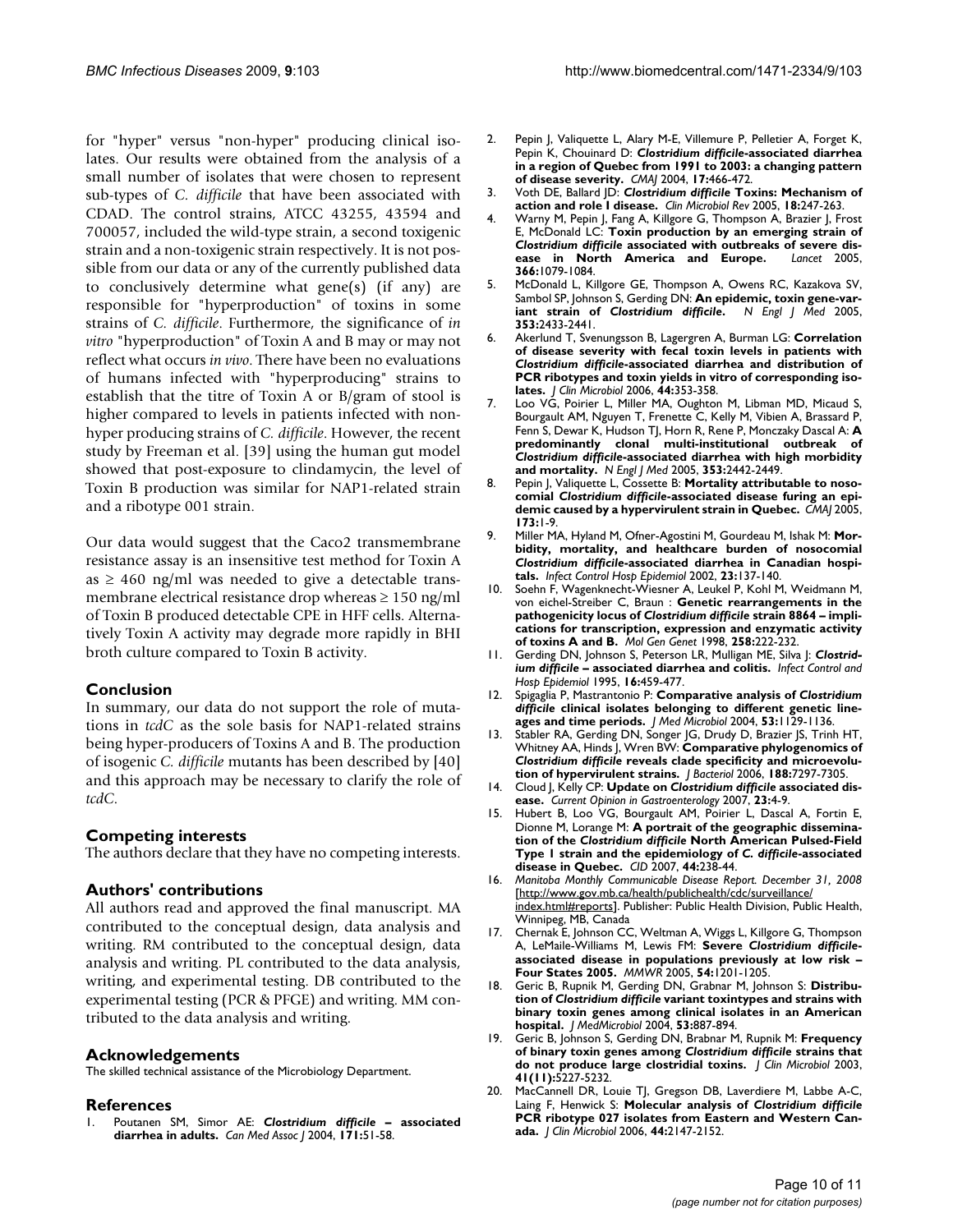for "hyper" versus "non-hyper" producing clinical isolates. Our results were obtained from the analysis of a small number of isolates that were chosen to represent sub-types of *C. difficile* that have been associated with CDAD. The control strains, ATCC 43255, 43594 and 700057, included the wild-type strain, a second toxigenic strain and a non-toxigenic strain respectively. It is not possible from our data or any of the currently published data to conclusively determine what gene(s) (if any) are responsible for "hyperproduction" of toxins in some strains of *C. difficile*. Furthermore, the significance of *in vitro* "hyperproduction" of Toxin A and B may or may not reflect what occurs *in vivo*. There have been no evaluations of humans infected with "hyperproducing" strains to establish that the titre of Toxin A or B/gram of stool is higher compared to levels in patients infected with non-hyper producing strains of *C. difficile*. However, the recent study by Freeman et al. [39] using the human gut model showed that post-exposure to clindamycin, the level of Toxin B production was similar for NAP1-related strain and a ribotype 001 strain.

Our data would suggest that the Caco2 transmembrane resistance assay is an insensitive test method for Toxin A as ≥ 460 ng/ml was needed to give a detectable transmembrane electrical resistance drop whereas ≥ 150 ng/ml of Toxin B produced detectable CPE in HFF cells. Alternatively Toxin A activity may degrade more rapidly in BHI broth culture compared to Toxin B activity.

## Conclusion

In summary, our data do not support the role of mutations in *tcdC* as the sole basis for NAP1-related strains being hyper-producers of Toxins A and B. The production of isogenic *C. difficile* mutants has been described by [40] and this approach may be necessary to clarify the role of *tcdC*.

## Competing interests

The authors declare that they have no competing interests.

## Authors' contributions

All authors read and approved the final manuscript. MA contributed to the conceptual design, data analysis and writing. RM contributed to the conceptual design, data analysis and writing. PL contributed to the data analysis, writing, and experimental testing. DB contributed to the experimental testing (PCR & PFGE) and writing. MM contributed to the data analysis and writing.

## Acknowledgements

The skilled technical assistance of the Microbiology Department.

## References

1. Poutanen SM, Simor AE: ***Clostridium difficile* – associated diarrhea in adults.** *Can Med Assoc J* 2004, **171:**51-58.
2. Pepin J, Valiquette L, Alary M-E, Villemure P, Pelletier A, Forget K, Pepin K, Chouinard D: ***Clostridium difficile*-associated diarrhea in a region of Quebec from 1991 to 2003: a changing pattern of disease severity.** *CMAJ* 2004, **17:**466-472.
3. Voth DE, Ballard JD: ***Clostridium difficile* Toxins: Mechanism of action and role I disease.** *Clin Microbiol Rev* 2005, **18:**247-263.
4. Warny M, Pepin J, Fang A, Killgore G, Thompson A, Brazier J, Frost E, McDonald LC: **Toxin production by an emerging strain of *Clostridium difficile* associated with outbreaks of severe disease in North America and Europe.** *Lancet* 2005, **366:**1079-1084.
5. McDonald L, Killgore GE, Thompson A, Owens RC, Kazakova SV, Sambol SP, Johnson S, Gerding DN: **An epidemic, toxin gene-variant strain of *Clostridium difficile*.** *N Engl J Med* 2005, **353:**2433-2441.
6. Akerlund T, Svenungsson B, Lagergren A, Burman LG: **Correlation of disease severity with fecal toxin levels in patients with *Clostridium difficile*-associated diarrhea and distribution of PCR ribotypes and toxin yields in vitro of corresponding isolates.** *J Clin Microbiol* 2006, **44:**353-358.
7. Loo VG, Poirier L, Miller MA, Oughton M, Libman MD, Micaud S, Bourgault AM, Nguyen T, Frenette C, Kelly M, Vibien A, Brassard P, Fenn S, Dewar K, Hudson TJ, Horn R, Rene P, Monczaky Dascal A: **A predominantly clonal multi-institutional outbreak of *Clostridium difficile*-associated diarrhea with high morbidity and mortality.** *N Engl J Med* 2005, **353:**2442-2449.
8. Pepin J, Valiquette L, Cossette B: **Mortality attributable to nosocomial *Clostridium difficile*-associated disease furing an epidemic caused by a hypervirulent strain in Quebec.** *CMAJ* 2005, **173:**1-9.
9. Miller MA, Hyland M, Ofner-Agostini M, Gourdeau M, Ishak M: **Morbidity, mortality, and healthcare burden of nosocomial *Clostridium difficile*-associated diarrhea in Canadian hospitals.** *Infect Control Hosp Epidemiol* 2002, **23:**137-140.
10. Soehn F, Wagenknecht-Wiesner A, Leukel P, Kohl M, Weidmann M, von eichel-Streiber C, Braun : **Genetic rearrangements in the pathogenicity locus of *Clostridium difficile* strain 8864 – implications for transcription, expression and enzymatic activity of toxins A and B.** *Mol Gen Genet* 1998, **258:**222-232.
11. Gerding DN, Johnson S, Peterson LR, Mulligan ME, Silva J: ***Clostridium difficile* – associated diarrhea and colitis.** *Infect Control and Hosp Epidemiol* 1995, **16:**459-477.
12. Spigaglia P, Mastrantonio P: **Comparative analysis of *Clostridium difficile* clinical isolates belonging to different genetic lineages and time periods.** *J Med Microbiol* 2004, **53:**1129-1136.
13. Stabler RA, Gerding DN, Songer JG, Drudy D, Brazier JS, Trinh HT, Whitney AA, Hinds J, Wren BW: **Comparative phylogenomics of *Clostridium difficile* reveals clade specificity and microevolution of hypervirulent strains.** *J Bacteriol* 2006, **188:**7297-7305.
14. Cloud J, Kelly CP: **Update on *Clostridium difficile* associated disease.** *Current Opinion in Gastroenterology* 2007, **23:**4-9.
15. Hubert B, Loo VG, Bourgault AM, Poirier L, Dascal A, Fortin E, Dionne M, Lorange M: **A portrait of the geographic dissemination of the *Clostridium difficile* North American Pulsed-Field Type 1 strain and the epidemiology of *C. difficile*-associated disease in Quebec.** *CID* 2007, **44:**238-44.
16. *Manitoba Monthly Communicable Disease Report. December 31, 2008* [http://www.gov.mb.ca/health/publichealth/cdc/surveillance/index.html#reports]. Publisher: Public Health Division, Public Health, Winnipeg, MB, Canada
17. Chernak E, Johnson CC, Weltman A, Wiggs L, Killgore G, Thompson A, LeMaile-Williams M, Lewis FM: **Severe *Clostridium difficile*-associated disease in populations previously at low risk – Four States 2005.** *MMWR* 2005, **54:**1201-1205.
18. Geric B, Rupnik M, Gerding DN, Grabnar M, Johnson S: **Distribution of *Clostridium difficile* variant toxintypes and strains with binary toxin genes among clinical isolates in an American hospital.** *J MedMicrobiol* 2004, **53:**887-894.
19. Geric B, Johnson S, Gerding DN, Brabnar M, Rupnik M: **Frequency of binary toxin genes among *Clostridium difficile* strains that do not produce large clostridial toxins.** *J Clin Microbiol* 2003, **41(11):**5227-5232.
20. MacCannell DR, Louie TJ, Gregson DB, Laverdiere M, Labbe A-C, Laing F, Henwick S: **Molecular analysis of *Clostridium difficile* PCR ribotype 027 isolates from Eastern and Western Canada.** *J Clin Microbiol* 2006, **44:**2147-2152.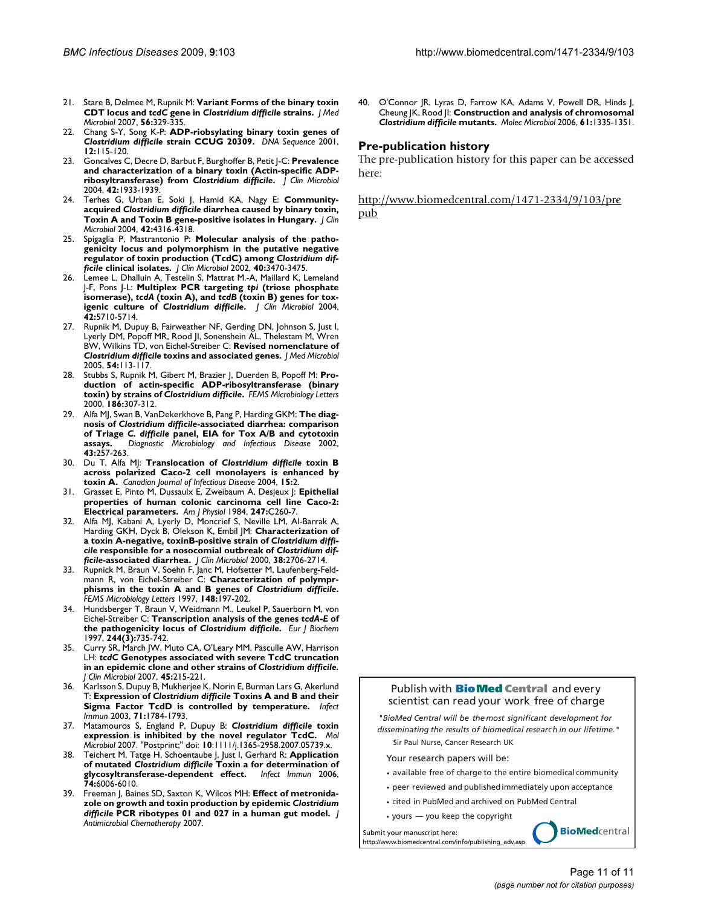21. Stare B, Delmee M, Rupnik M: **Variant Forms of the binary toxin CDT locus and *tcdC* gene in *Clostridium difficile* strains.** *J Med Microbiol* 2007, **56:**329-335.
22. Chang S-Y, Song K-P: **ADP-riobsylating binary toxin genes of *Clostridium difficile* strain CCUG 20309.** *DNA Sequence* 2001, **12:**115-120.
23. Goncalves C, Decre D, Barbut F, Burghoffer B, Petit J-C: **Prevalence and characterization of a binary toxin (Actin-specific ADP-ribosyltransferase) from *Clostridium difficile*.** *J Clin Microbiol* 2004, **42:**1933-1939.
24. Terhes G, Urban E, Soki J, Hamid KA, Nagy E: **Community-acquired *Clostridium difficile* diarrhea caused by binary toxin, Toxin A and Toxin B gene-positive isolates in Hungary.** *J Clin Microbiol* 2004, **42:**4316-4318.
25. Spigaglia P, Mastrantonio P: **Molecular analysis of the pathogenicity locus and polymorphism in the putative negative regulator of toxin production (TcdC) among *Clostridium difficile* clinical isolates.** *J Clin Microbiol* 2002, **40:**3470-3475.
26. Lemee L, Dhalluin A, Testelin S, Mattrat M.-A, Maillard K, Lemeland J-F, Pons J-L: **Multiplex PCR targeting *tpi* (triose phosphate isomerase), *tcdA* (toxin A), and *tcdB* (toxin B) genes for toxigenic culture of *Clostridium difficile*.** *J Clin Microbiol* 2004, **42:**5710-5714.
27. Rupnik M, Dupuy B, Fairweather NF, Gerding DN, Johnson S, Just I, Lyerly DM, Popoff MR, Rood JI, Sonenshein AL, Thelestam M, Wren BW, Wilkins TD, von Eichel-Streiber C: **Revised nomenclature of *Clostridium difficile* toxins and associated genes.** *J Med Microbiol* 2005, **54:**113-117.
28. Stubbs S, Rupnik M, Gibert M, Brazier J, Duerden B, Popoff M: **Production of actin-specific ADP-ribosyltransferase (binary toxin) by strains of *Clostridium difficile*.** *FEMS Microbiology Letters* 2000, **186:**307-312.
29. Alfa MJ, Swan B, VanDekerkhove B, Pang P, Harding GKM: **The diagnosis of *Clostridium difficile*-associated diarrhea: comparison of Triage *C. difficile* panel, EIA for Tox A/B and cytotoxin assays.** *Diagnostic Microbiology and Infectious Disease* 2002, **43:**257-263.
30. Du T, Alfa MJ: **Translocation of *Clostridium difficile* toxin B across polarized Caco-2 cell monolayers is enhanced by toxin A.** *Canadian Journal of Infectious Disease* 2004, **15:**2.
31. Grasset E, Pinto M, Dussaulx E, Zweibaum A, Desjeux J: **Epithelial properties of human colonic carcinoma cell line Caco-2: Electrical parameters.** *Am J Physiol* 1984, **247:**C260-7.
32. Alfa MJ, Kabani A, Lyerly D, Moncrief S, Neville LM, Al-Barrak A, Harding GKH, Dyck B, Olekson K, Embil JM: **Characterization of a toxin A-negative, toxinB-positive strain of *Clostridium difficile* responsible for a nosocomial outbreak of *Clostridium difficile*-associated diarrhea.** *J Clin Microbiol* 2000, **38:**2706-2714.
33. Rupnick M, Braun V, Soehn F, Janc M, Hofsetter M, Laufenberg-Feldmann R, von Eichel-Streiber C: **Characterization of polymprphisms in the toxin A and B genes of *Clostridium difficile*.** *FEMS Microbiology Letters* 1997, **148:**197-202.
34. Hundsberger T, Braun V, Weidmann M., Leukel P, Sauerborn M, von Eichel-Streiber C: **Transcription analysis of the genes *tcdA-E* of the pathogenicity locus of *Clostridium difficile*.** *Eur J Biochem* 1997, **244(3):**735-742.
35. Curry SR, March JW, Muto CA, O'Leary MM, Pasculle AW, Harrison LH: ***tcdC* Genotypes associated with severe TcdC truncation in an epidemic clone and other strains of *Clostridium difficile*.** *J Clin Microbiol* 2007, **45:**215-221.
36. Karlsson S, Dupuy B, Mukherjee K, Norin E, Burman Lars G, Akerlund T: **Expression of *Clostridium difficile* Toxins A and B and their Sigma Factor TcdD is controlled by temperature.** *Infect Immun* 2003, **71:**1784-1793.
37. Matamouros S, England P, Dupuy B: ***Clostridium difficile* toxin expression is inhibited by the novel regulator TcdC.** *Mol Microbiol* 2007. "Postprint;" doi: **10**:1111/j.1365-2958.2007.05739.x.
38. Teichert M, Tatge H, Schoentaube J, Just I, Gerhard R: **Application of mutated *Clostridium difficile* Toxin a for determination of glycosyltransferase-dependent effect.** *Infect Immun* 2006, **74:**6006-6010.
39. Freeman J, Baines SD, Saxton K, Wilcos MH: **Effect of metronidazole on growth and toxin production by epidemic *Clostridium difficile* PCR ribotypes 01 and 027 in a human gut model.** *J Antimicrobial Chemotherapy* 2007.
40. O'Connor JR, Lyras D, Farrow KA, Adams V, Powell DR, Hinds J, Cheung JK, Rood JI: **Construction and analysis of chromosomal *Clostridium difficile* mutants.** *Molec Microbiol* 2006, **61:**1335-1351.

## Pre-publication history

The pre-publication history for this paper can be accessed here:

http://www.biomedcentral.com/1471-2334/9/103/prepub

Publish with **BioMed Central** and every scientist can read your work free of charge

*"BioMed Central will be the most significant development for disseminating the results of biomedical research in our lifetime."*

Sir Paul Nurse, Cancer Research UK

Your research papers will be:

- available free of charge to the entire biomedical community
- peer reviewed and published immediately upon acceptance
- cited in PubMed and archived on PubMed Central
- yours — you keep the copyright

Submit your manuscript here:
http://www.biomedcentral.com/info/publishing_adv.asp

BioMedcentral